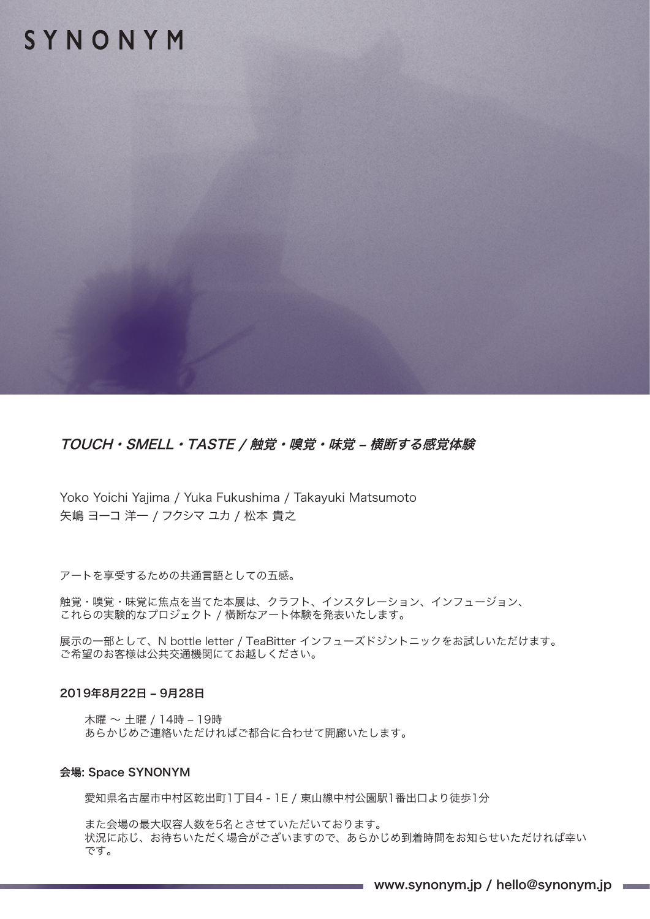# SYNONYM

## *TOUCH・SMELL・TASTE / 触覚・嗅覚・味覚 – 横断する感覚体験*

Yoko Yoichi Yajima / Yuka Fukushima / Takayuki Matsumoto
矢嶋 ヨーコ 洋一 / フクシマ ユカ / 松本 貴之

アートを享受するための共通言語としての五感。

触覚・嗅覚・味覚に焦点を当てた本展は、クラフト、インスタレーション、インフュージョン、
これらの実験的なプロジェクト / 横断なアート体験を発表いたします。

展示の一部として、N bottle letter / TeaBitter インフューズドジントニックをお試しいただけます。
ご希望のお客様は公共交通機関にてお越しください。

**2019年8月22日 – 9月28日**

木曜 〜 土曜 / 14時 – 19時
あらかじめご連絡いただければご都合に合わせて開廊いたします。

**会場: Space SYNONYM**

愛知県名古屋市中村区乾出町1丁目4 - 1E / 東山線中村公園駅1番出口より徒歩1分

また会場の最大収容人数を5名とさせていただいております。
状況に応じ、お待ちいただく場合がございますので、あらかじめ到着時間をお知らせいただければ幸いです。

**www.synonym.jp / hello@synonym.jp**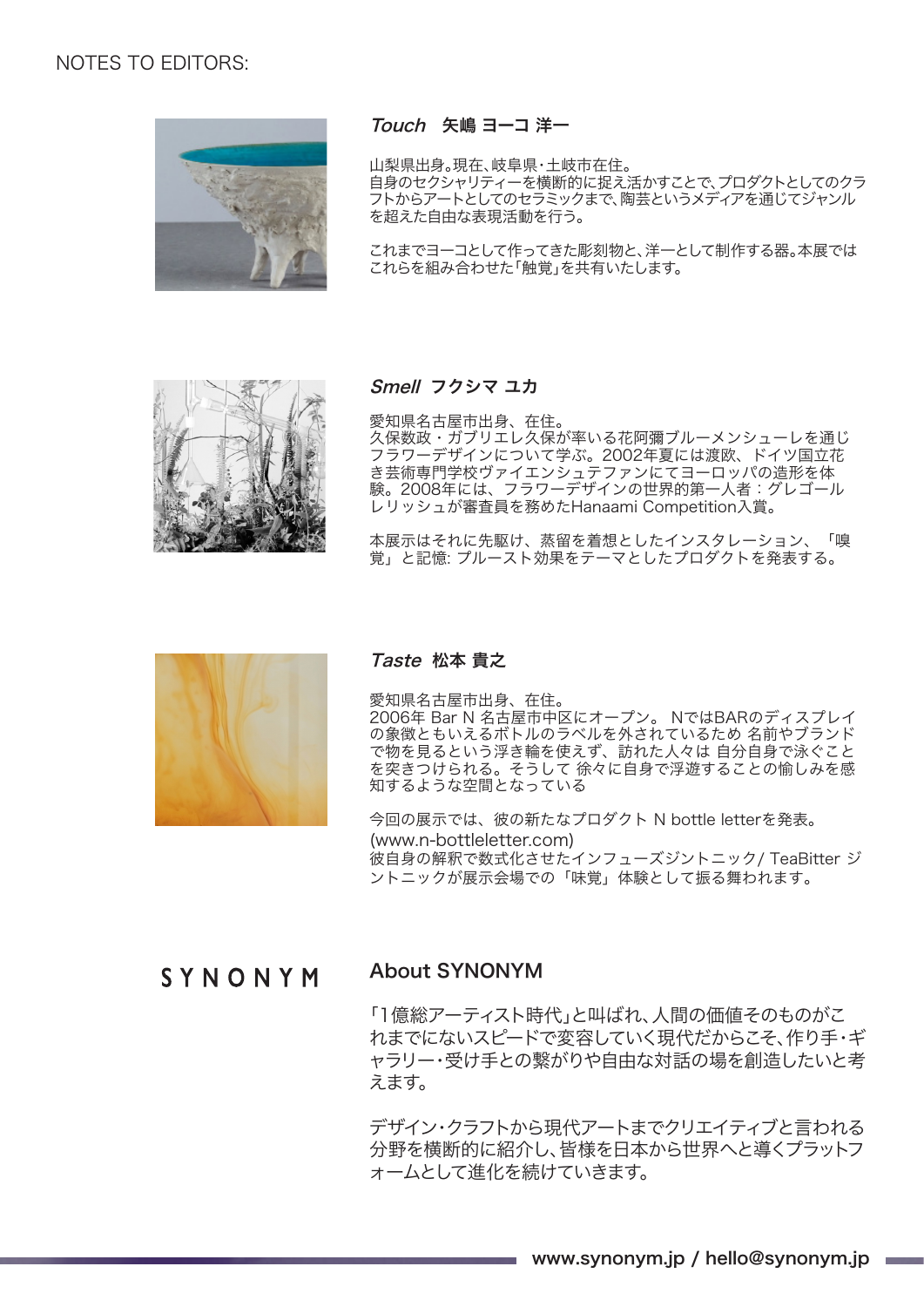NOTES TO EDITORS:

### *Touch* 矢嶋 ヨーコ 洋一

山梨県出身。現在、岐阜県・土岐市在住。
自身のセクシャリティーを横断的に捉え活かすことで、プロダクトとしてのクラフトからアートとしてのセラミックまで、陶芸というメディアを通じてジャンルを超えた自由な表現活動を行う。

これまでヨーコとして作ってきた彫刻物と、洋一として制作する器。本展ではこれらを組み合わせた「触覚」を共有いたします。

### *Smell* フクシマ ユカ

愛知県名古屋市出身、在住。
久保数政・ガブリエレ久保が率いる花阿彌ブルーメンシューレを通じフラワーデザインについて学ぶ。2002年夏には渡欧、ドイツ国立花き芸術専門学校ヴァイエンシュテファンにてヨーロッパの造形を体験。2008年には、フラワーデザインの世界的第一人者：グレゴールレリッシュが審査員を務めたHanaami Competition入賞。

本展示はそれに先駆け、蒸留を着想としたインスタレーション、「嗅覚」と記憶: プルースト効果をテーマとしたプロダクトを発表する。

### *Taste* 松本 貴之

愛知県名古屋市出身、在住。
2006年 Bar N 名古屋市中区にオープン。 NではBARのディスプレイの象徴ともいえるボトルのラベルを外されているため 名前やブランドで物を見るという浮き輪を使えず、訪れた人々は 自分自身で泳ぐことを突きつけられる。そうして 徐々に自身で浮遊することの愉しみを感知するような空間となっている

今回の展示では、彼の新たなプロダクト N bottle letterを発表。
(www.n-bottleletter.com)
彼自身の解釈で数式化させたインフューズジントニック/ TeaBitter ジントニックが展示会場での「味覚」体験として振る舞われます。

SYNONYM

### About SYNONYM

「1億総アーティスト時代」と叫ばれ、人間の価値そのものがこれまでにないスピードで変容していく現代だからこそ、作り手・ギャラリー・受け手との繋がりや自由な対話の場を創造したいと考えます。

デザイン・クラフトから現代アートまでクリエイティブと言われる分野を横断的に紹介し、皆様を日本から世界へと導くプラットフォームとして進化を続けていきます。

www.synonym.jp / hello@synonym.jp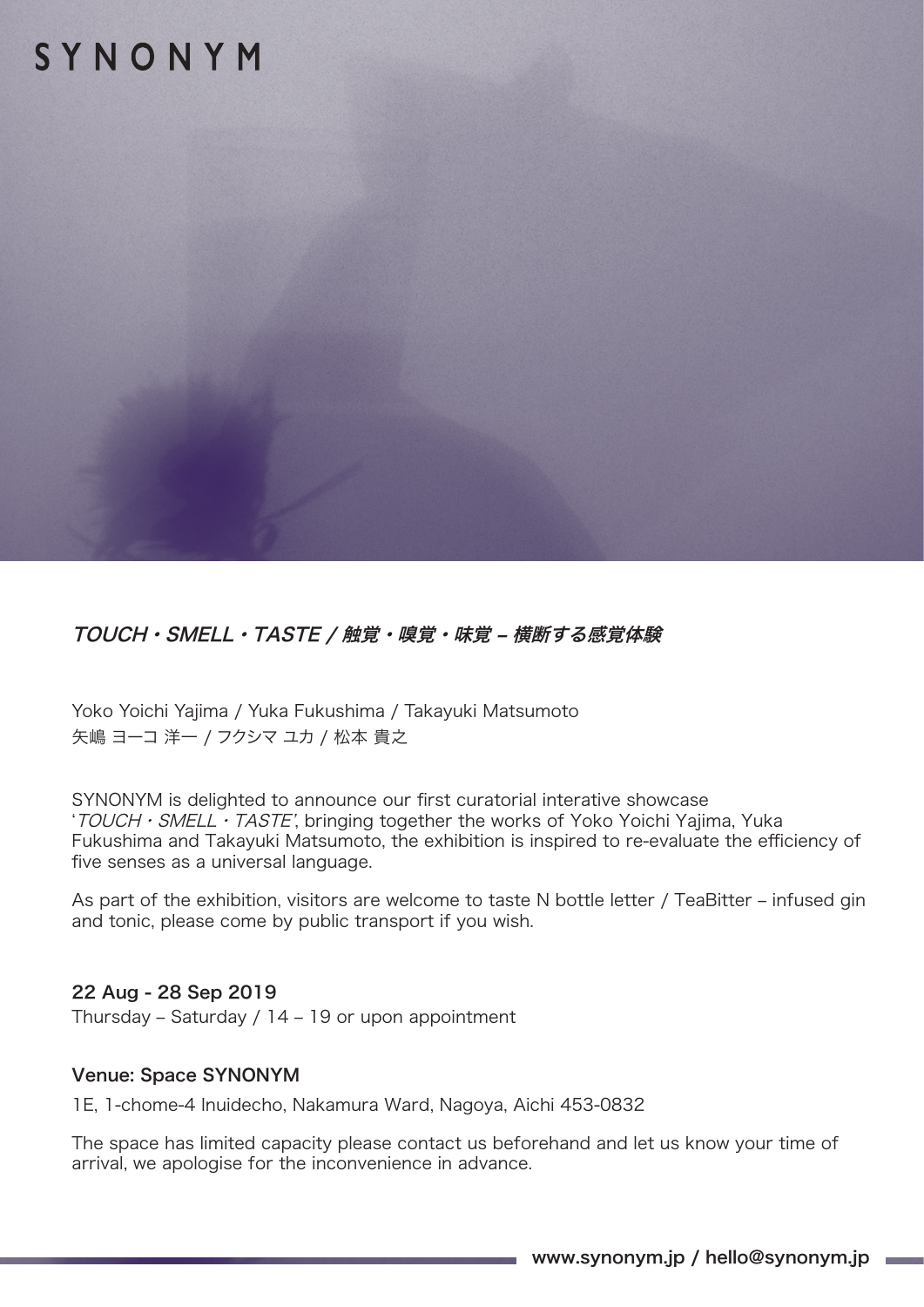# SYNONYM

## *TOUCH・SMELL・TASTE / 触覚・嗅覚・味覚 – 横断する感覚体験*

Yoko Yoichi Yajima / Yuka Fukushima / Takayuki Matsumoto
矢嶋 ヨーコ 洋一 / フクシマ ユカ / 松本 貴之

SYNONYM is delighted to announce our first curatorial interative showcase '*TOUCH・SMELL・TASTE*', bringing together the works of Yoko Yoichi Yajima, Yuka Fukushima and Takayuki Matsumoto, the exhibition is inspired to re-evaluate the efficiency of five senses as a universal language.

As part of the exhibition, visitors are welcome to taste N bottle letter / TeaBitter – infused gin and tonic, please come by public transport if you wish.

**22 Aug - 28 Sep 2019**
Thursday – Saturday / 14 – 19 or upon appointment

**Venue: Space SYNONYM**

1E, 1-chome-4 Inuidecho, Nakamura Ward, Nagoya, Aichi 453-0832

The space has limited capacity please contact us beforehand and let us know your time of arrival, we apologise for the inconvenience in advance.

**www.synonym.jp / hello@synonym.jp**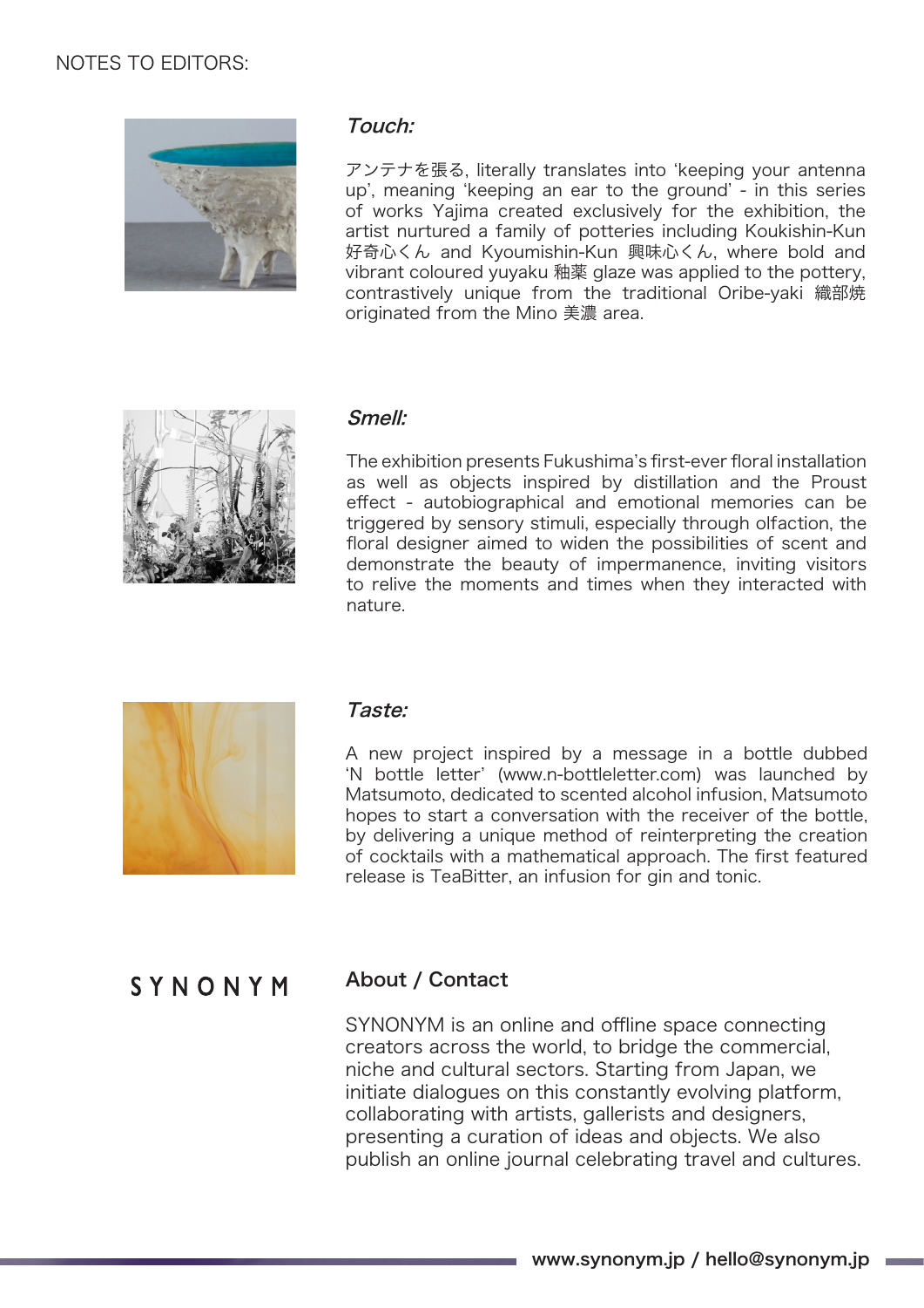NOTES TO EDITORS:

### *Touch:*

アンテナを張る, literally translates into 'keeping your antenna up', meaning 'keeping an ear to the ground' - in this series of works Yajima created exclusively for the exhibition, the artist nurtured a family of potteries including Koukishin-Kun 好奇心くん and Kyoumishin-Kun 興味心くん, where bold and vibrant coloured yuyaku 釉薬 glaze was applied to the pottery, contrastively unique from the traditional Oribe-yaki 織部焼 originated from the Mino 美濃 area.

### *Smell:*

The exhibition presents Fukushima's first-ever floral installation as well as objects inspired by distillation and the Proust effect - autobiographical and emotional memories can be triggered by sensory stimuli, especially through olfaction, the floral designer aimed to widen the possibilities of scent and demonstrate the beauty of impermanence, inviting visitors to relive the moments and times when they interacted with nature.

### *Taste:*

A new project inspired by a message in a bottle dubbed 'N bottle letter' (www.n-bottleletter.com) was launched by Matsumoto, dedicated to scented alcohol infusion, Matsumoto hopes to start a conversation with the receiver of the bottle, by delivering a unique method of reinterpreting the creation of cocktails with a mathematical approach. The first featured release is TeaBitter, an infusion for gin and tonic.

SYNONYM

### About / Contact

SYNONYM is an online and offline space connecting creators across the world, to bridge the commercial, niche and cultural sectors. Starting from Japan, we initiate dialogues on this constantly evolving platform, collaborating with artists, gallerists and designers, presenting a curation of ideas and objects. We also publish an online journal celebrating travel and cultures.

**www.synonym.jp / hello@synonym.jp**